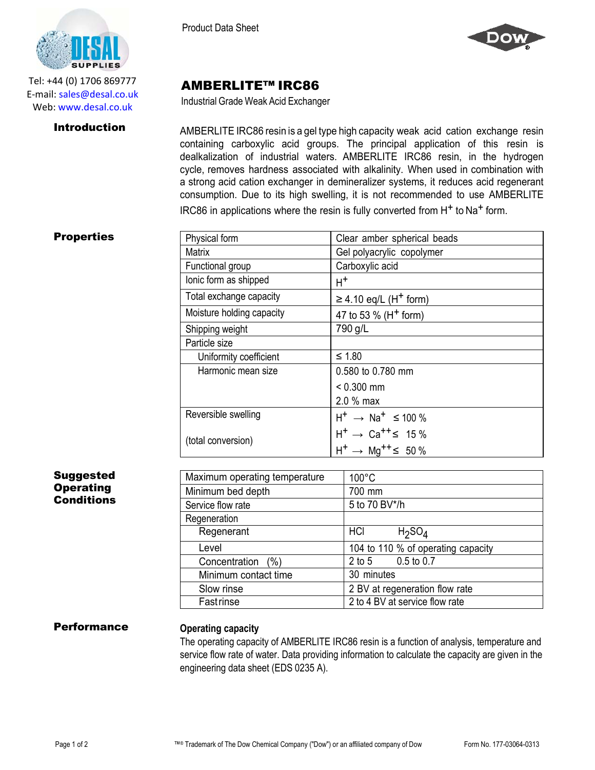Tel: +44 (0) 1706 869777
E-mail: sales@desal.co.uk
Web: www.desal.co.uk

Product Data Sheet

# AMBERLITE™ IRC86

Industrial Grade Weak Acid Exchanger

## Introduction

AMBERLITE IRC86 resin is a gel type high capacity weak acid cation exchange resin containing carboxylic acid groups. The principal application of this resin is dealkalization of industrial waters. AMBERLITE IRC86 resin, in the hydrogen cycle, removes hardness associated with alkalinity. When used in combination with a strong acid cation exchanger in demineralizer systems, it reduces acid regenerant consumption. Due to its high swelling, it is not recommended to use AMBERLITE IRC86 in applications where the resin is fully converted from $H^+$ to $Na^+$ form.

## Properties

| Property | Value |
|---|---|
| Physical form | Clear amber spherical beads |
| Matrix | Gel polyacrylic copolymer |
| Functional group | Carboxylic acid |
| Ionic form as shipped | $H^+$ |
| Total exchange capacity | ≥ 4.10 eq/L ($H^+$ form) |
| Moisture holding capacity | 47 to 53 % ($H^+$ form) |
| Shipping weight | 790 g/L |
| Particle size | |
| Uniformity coefficient | ≤ 1.80 |
| Harmonic mean size | 0.580 to 0.780 mm |
| | < 0.300 mm |
| | 2.0 % max |
| Reversible swelling (total conversion) | $H^+ \rightarrow Na^+$ ≤ 100 % |
| | $H^+ \rightarrow Ca^{++}$ ≤ 15 % |
| | $H^+ \rightarrow Mg^{++}$ ≤ 50 % |

## Suggested Operating Conditions

| Condition | Value | |
|---|---|---|
| Maximum operating temperature | 100°C | |
| Minimum bed depth | 700 mm | |
| Service flow rate | 5 to 70 BV*/h | |
| Regeneration | | |
| Regenerant | HCl | $H_2SO_4$ |
| Level | 104 to 110 % of operating capacity | |
| Concentration (%) | 2 to 5 | 0.5 to 0.7 |
| Minimum contact time | 30 minutes | |
| Slow rinse | 2 BV at regeneration flow rate | |
| Fast rinse | 2 to 4 BV at service flow rate | |

## Performance

### Operating capacity

The operating capacity of AMBERLITE IRC86 resin is a function of analysis, temperature and service flow rate of water. Data providing information to calculate the capacity are given in the engineering data sheet (EDS 0235 A).

™® Trademark of The Dow Chemical Company ("Dow") or an affiliated company of Dow

Form No. 177-03064-0313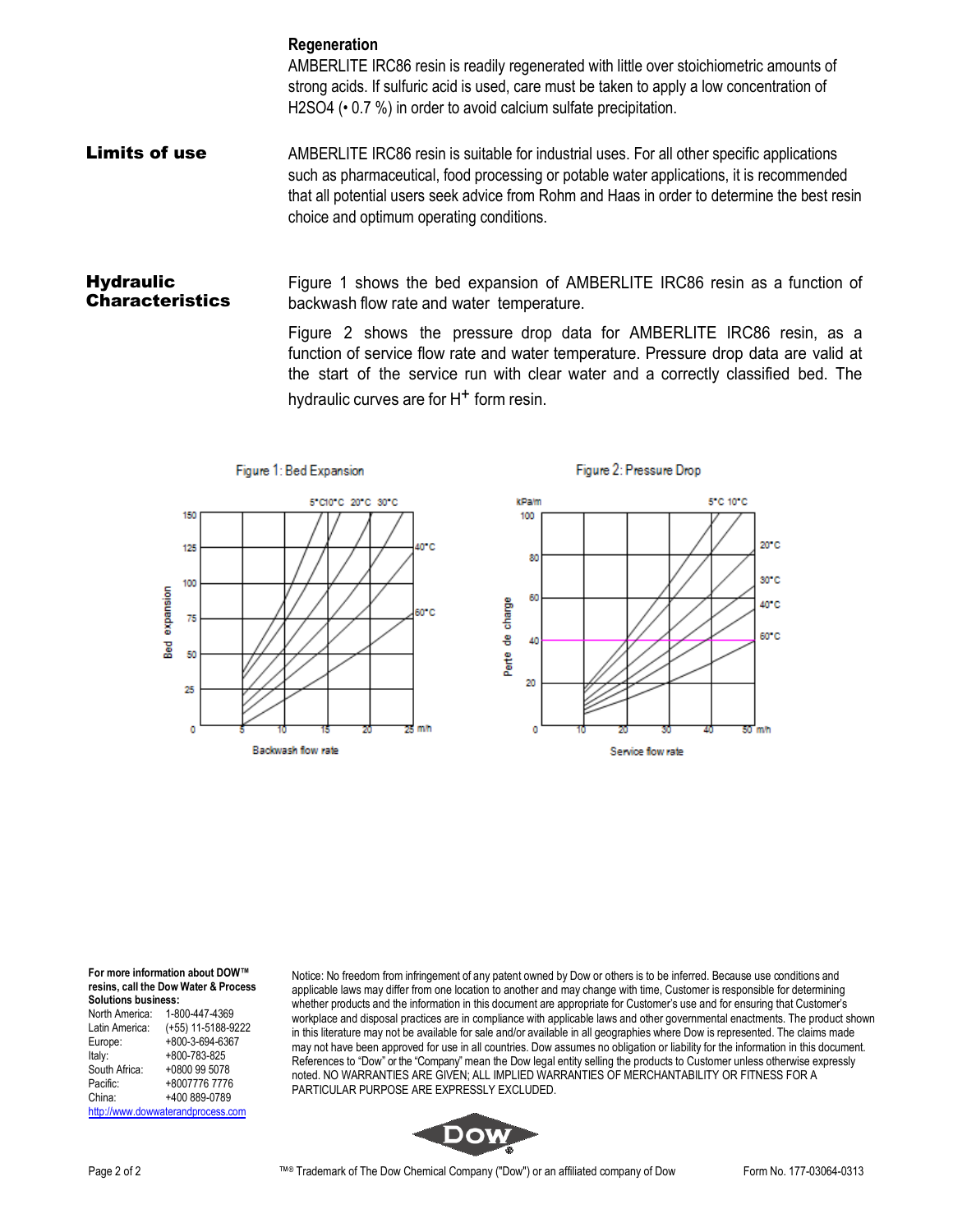**Regeneration**

AMBERLITE IRC86 resin is readily regenerated with little over stoichiometric amounts of strong acids. If sulfuric acid is used, care must be taken to apply a low concentration of $H_2SO_4$ (• 0.7 %) in order to avoid calcium sulfate precipitation.

## Limits of use

AMBERLITE IRC86 resin is suitable for industrial uses. For all other specific applications such as pharmaceutical, food processing or potable water applications, it is recommended that all potential users seek advice from Rohm and Haas in order to determine the best resin choice and optimum operating conditions.

## Hydraulic Characteristics

Figure 1 shows the bed expansion of AMBERLITE IRC86 resin as a function of backwash flow rate and water temperature.

Figure 2 shows the pressure drop data for AMBERLITE IRC86 resin, as a function of service flow rate and water temperature. Pressure drop data are valid at the start of the service run with clear water and a correctly classified bed. The hydraulic curves are for $H^+$ form resin.

Figure 1: Bed Expansion

5°C 10°C 20°C 30°C
40°C
60°C
Bed expansion
150
125
100
75
50
25
0
5
10
15
20
25 m/h
Backwash flow rate

Figure 2: Pressure Drop

kPa/m
5°C 10°C
20°C
30°C
40°C
60°C
Perte de charge
100
80
60
40
20
0
10
20
30
40
50 m/h
Service flow rate

**For more information about DOW™ resins, call the Dow Water & Process Solutions business:**

North America: 1-800-447-4369
Latin America: (+55) 11-5188-9222
Europe: +800-3-694-6367
Italy: +800-783-825
South Africa: +0800 99 5078
Pacific: +8007776 7776
China: +400 889-0789
http://www.dowwaterandprocess.com

Notice: No freedom from infringement of any patent owned by Dow or others is to be inferred. Because use conditions and applicable laws may differ from one location to another and may change with time, Customer is responsible for determining whether products and the information in this document are appropriate for Customer's use and for ensuring that Customer's workplace and disposal practices are in compliance with applicable laws and other governmental enactments. The product shown in this literature may not be available for sale and/or available in all geographies where Dow is represented. The claims made may not have been approved for use in all countries. Dow assumes no obligation or liability for the information in this document. References to "Dow" or the "Company" mean the Dow legal entity selling the products to Customer unless otherwise expressly noted. NO WARRANTIES ARE GIVEN; ALL IMPLIED WARRANTIES OF MERCHANTABILITY OR FITNESS FOR A PARTICULAR PURPOSE ARE EXPRESSLY EXCLUDED.

™® Trademark of The Dow Chemical Company ("Dow") or an affiliated company of Dow

Form No. 177-03064-0313